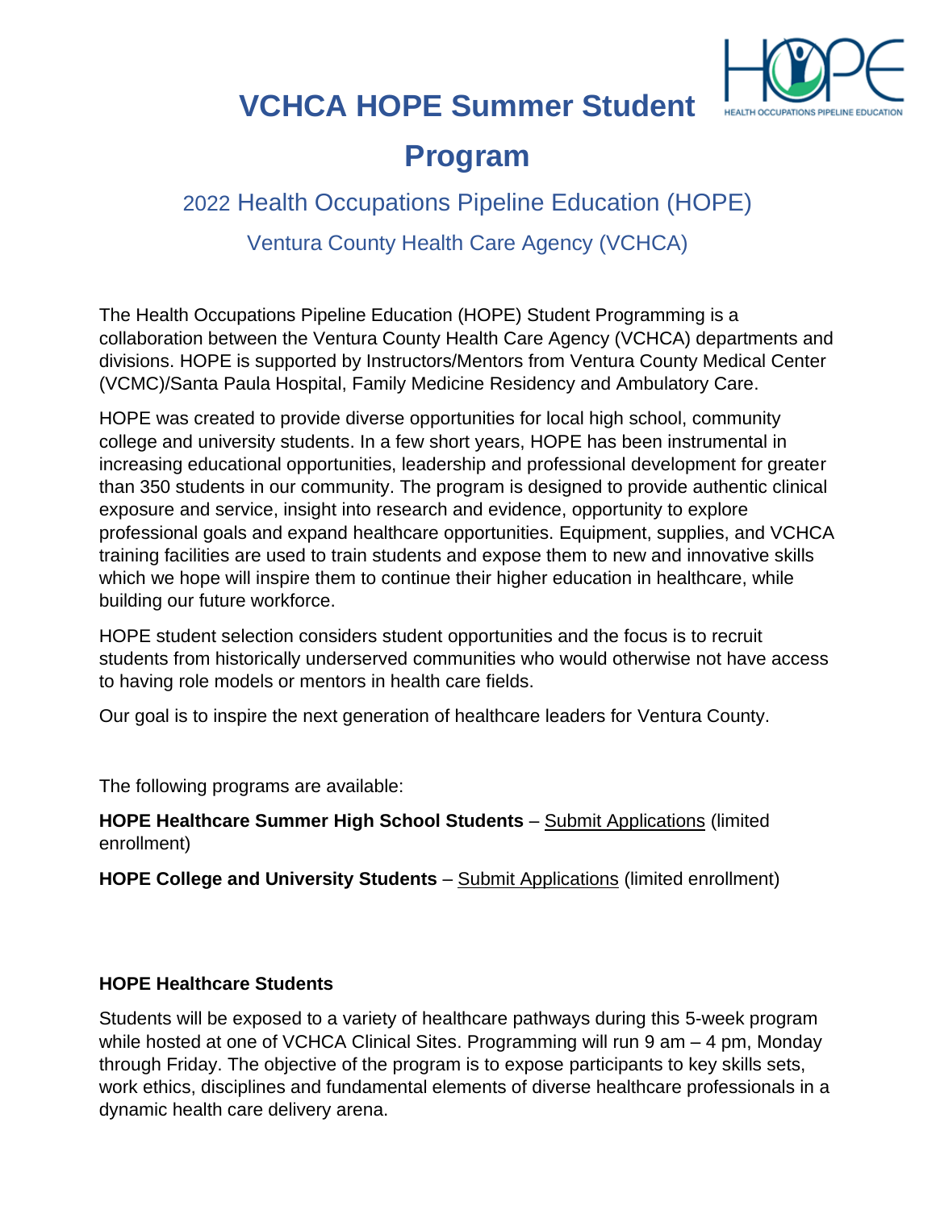# VCHCA HOPE Summer Student Program

## 2022 Health Occupations Pipeline Education (HOPE)

### Ventura County Health Care Agency (VCHCA)

The Health Occupations Pipeline Education (HOPE) Student Programming is a collaboration between the Ventura County Health Care Agency (VCHCA) departments and divisions. HOPE is supported by Instructors/Mentors from Ventura County Medical Center (VCMC)/Santa Paula Hospital, Family Medicine Residency and Ambulatory Care.

HOPE was created to provide diverse opportunities for local high school, community college and university students. In a few short years, HOPE has been instrumental in increasing educational opportunities, leadership and professional development for greater than 350 students in our community. The program is designed to provide authentic clinical exposure and service, insight into research and evidence, opportunity to explore professional goals and expand healthcare opportunities. Equipment, supplies, and VCHCA training facilities are used to train students and expose them to new and innovative skills which we hope will inspire them to continue their higher education in healthcare, while building our future workforce.

HOPE student selection considers student opportunities and the focus is to recruit students from historically underserved communities who would otherwise not have access to having role models or mentors in health care fields.

Our goal is to inspire the next generation of healthcare leaders for Ventura County.

The following programs are available:

**HOPE Healthcare Summer High School Students** – Submit Applications (limited enrollment)

**HOPE College and University Students** – Submit Applications (limited enrollment)

**HOPE Healthcare Students**

Students will be exposed to a variety of healthcare pathways during this 5-week program while hosted at one of VCHCA Clinical Sites. Programming will run 9 am – 4 pm, Monday through Friday. The objective of the program is to expose participants to key skills sets, work ethics, disciplines and fundamental elements of diverse healthcare professionals in a dynamic health care delivery arena.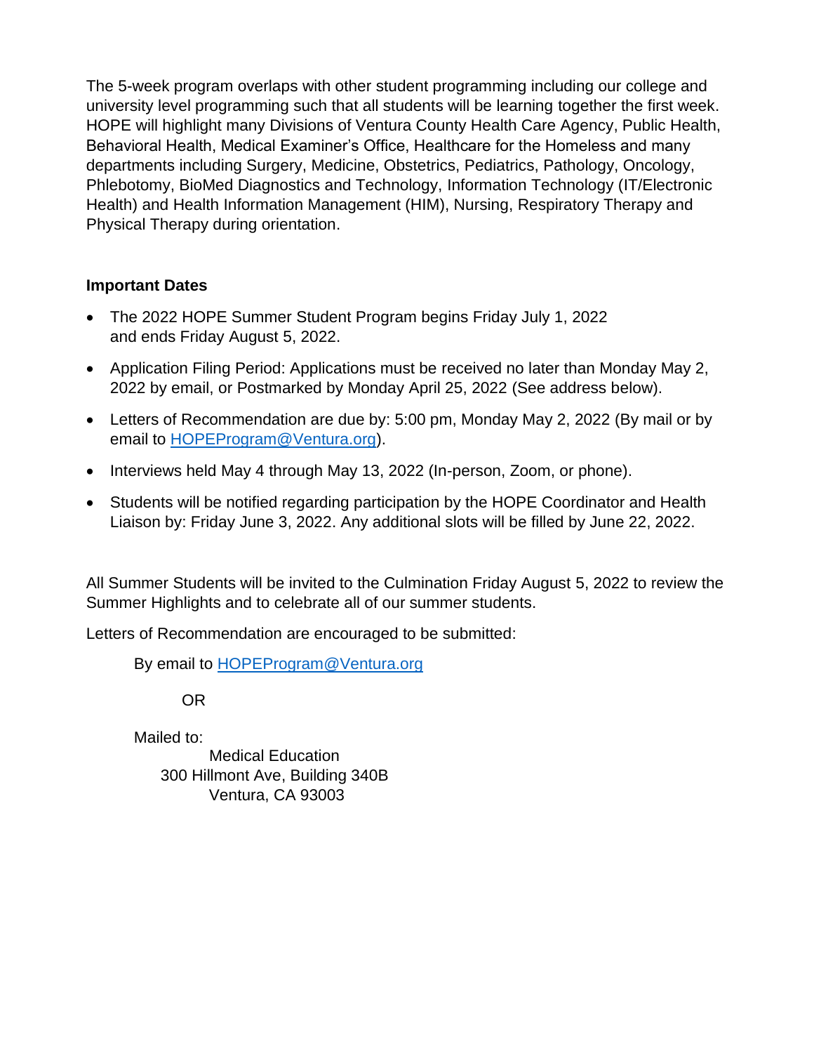The 5-week program overlaps with other student programming including our college and university level programming such that all students will be learning together the first week. HOPE will highlight many Divisions of Ventura County Health Care Agency, Public Health, Behavioral Health, Medical Examiner's Office, Healthcare for the Homeless and many departments including Surgery, Medicine, Obstetrics, Pediatrics, Pathology, Oncology, Phlebotomy, BioMed Diagnostics and Technology, Information Technology (IT/Electronic Health) and Health Information Management (HIM), Nursing, Respiratory Therapy and Physical Therapy during orientation.

**Important Dates**

- The 2022 HOPE Summer Student Program begins Friday July 1, 2022 and ends Friday August 5, 2022.
- Application Filing Period: Applications must be received no later than Monday May 2, 2022 by email, or Postmarked by Monday April 25, 2022 (See address below).
- Letters of Recommendation are due by: 5:00 pm, Monday May 2, 2022 (By mail or by email to [HOPEProgram@Ventura.org](mailto:HOPEProgram@Ventura.org)).
- Interviews held May 4 through May 13, 2022 (In-person, Zoom, or phone).
- Students will be notified regarding participation by the HOPE Coordinator and Health Liaison by: Friday June 3, 2022. Any additional slots will be filled by June 22, 2022.

All Summer Students will be invited to the Culmination Friday August 5, 2022 to review the Summer Highlights and to celebrate all of our summer students.

Letters of Recommendation are encouraged to be submitted:

By email to [HOPEProgram@Ventura.org](mailto:HOPEProgram@Ventura.org)

OR

Mailed to:

Medical Education  
300 Hillmont Ave, Building 340B  
Ventura, CA 93003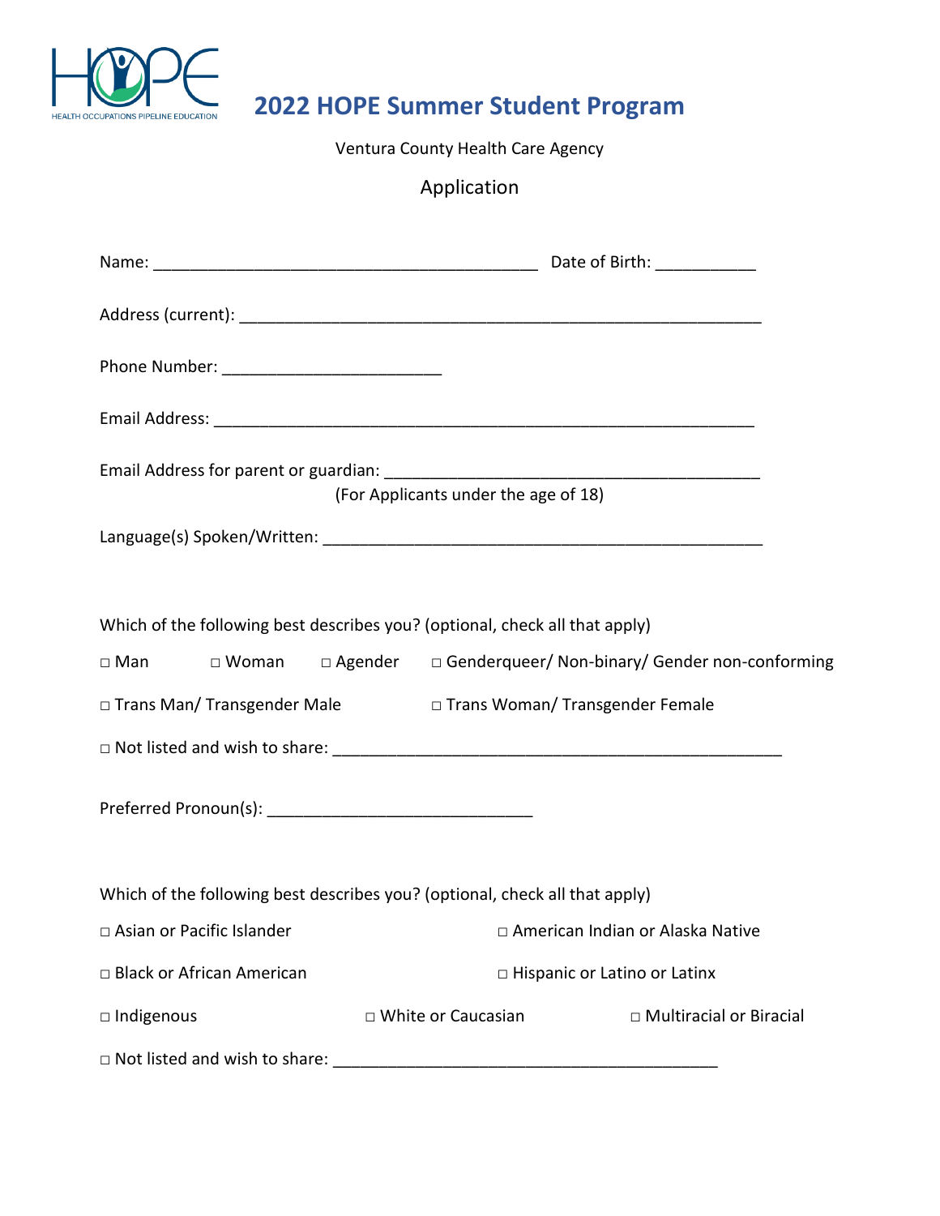# 2022 HOPE Summer Student Program

Ventura County Health Care Agency

Application

Name: ________________________________________ Date of Birth: __________

Address (current): __________________________________________________________

Phone Number: _______________________

Email Address: ________________________________________________________

Email Address for parent or guardian: ________________________________________
(For Applicants under the age of 18)

Language(s) Spoken/Written: ______________________________________________

Which of the following best describes you? (optional, check all that apply)

□ Man □ Woman □ Agender □ Genderqueer/ Non-binary/ Gender non-conforming

□ Trans Man/ Transgender Male □ Trans Woman/ Transgender Female

□ Not listed and wish to share: _______________________________________________

Preferred Pronoun(s): ____________________________

Which of the following best describes you? (optional, check all that apply)

□ Asian or Pacific Islander □ American Indian or Alaska Native

□ Black or African American □ Hispanic or Latino or Latinx

□ Indigenous □ White or Caucasian □ Multiracial or Biracial

□ Not listed and wish to share: ________________________________________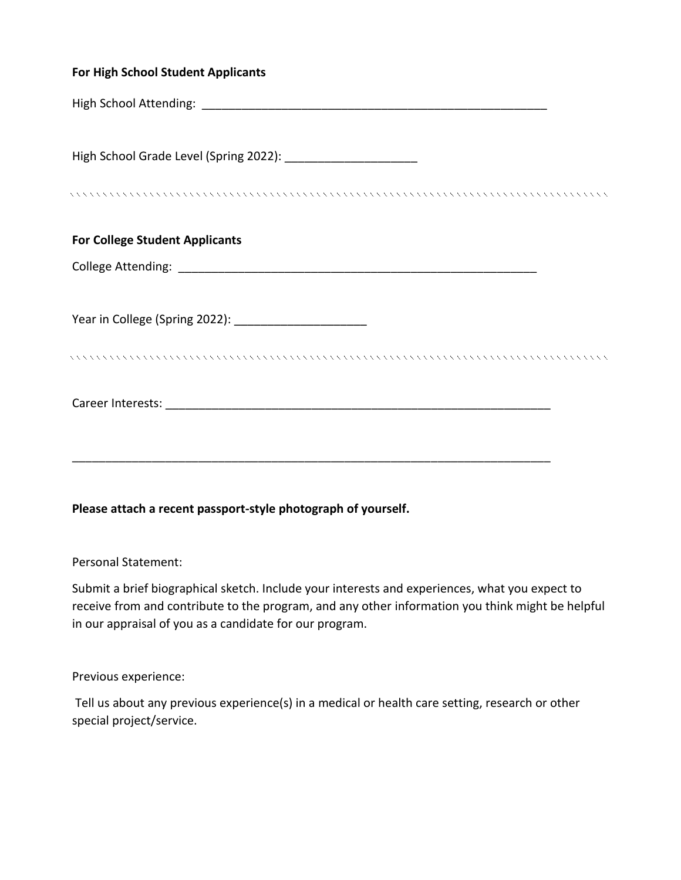**For High School Student Applicants**

High School Attending: ________________________________________________________

High School Grade Level (Spring 2022): ____________________

---

**For College Student Applicants**

College Attending: _________________________________________________________

Year in College (Spring 2022): ____________________

---

Career Interests: ____________________________________________________________

____________________________________________________________________________

**Please attach a recent passport-style photograph of yourself.**

Personal Statement:

Submit a brief biographical sketch. Include your interests and experiences, what you expect to receive from and contribute to the program, and any other information you think might be helpful in our appraisal of you as a candidate for our program.

Previous experience:

Tell us about any previous experience(s) in a medical or health care setting, research or other special project/service.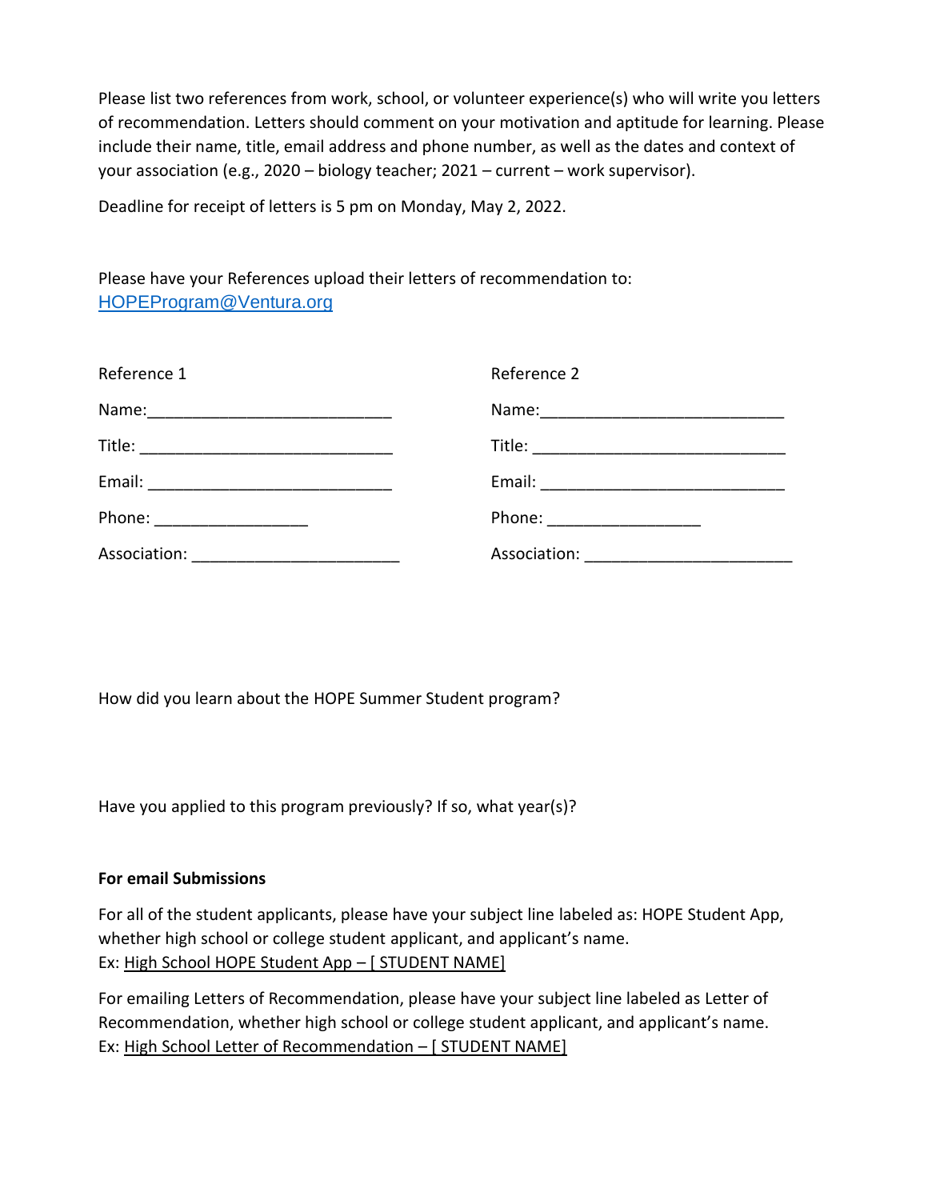Please list two references from work, school, or volunteer experience(s) who will write you letters of recommendation. Letters should comment on your motivation and aptitude for learning. Please include their name, title, email address and phone number, as well as the dates and context of your association (e.g., 2020 – biology teacher; 2021 – current – work supervisor).

Deadline for receipt of letters is 5 pm on Monday, May 2, 2022.

Please have your References upload their letters of recommendation to: HOPEProgram@Ventura.org

| Reference 1 | Reference 2 |
|---|---|
| Name:___________________________ | Name:___________________________ |
| Title: ___________________________ | Title: ___________________________ |
| Email: ___________________________ | Email: ___________________________ |
| Phone: _________________ | Phone: _________________ |
| Association: _______________________ | Association: _______________________ |

How did you learn about the HOPE Summer Student program?

Have you applied to this program previously? If so, what year(s)?

**For email Submissions**

For all of the student applicants, please have your subject line labeled as: HOPE Student App, whether high school or college student applicant, and applicant's name.
Ex: High School HOPE Student App – [ STUDENT NAME]

For emailing Letters of Recommendation, please have your subject line labeled as Letter of Recommendation, whether high school or college student applicant, and applicant's name.
Ex: High School Letter of Recommendation – [ STUDENT NAME]